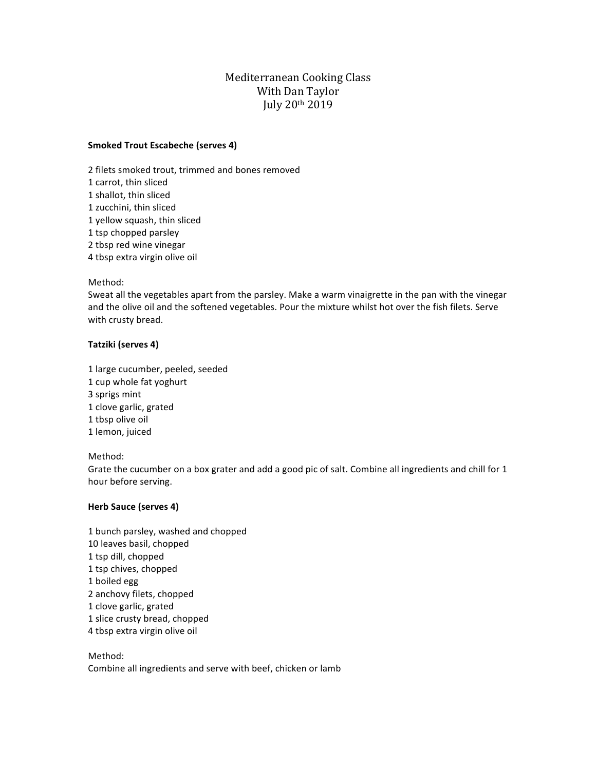# Mediterranean Cooking Class
## With Dan Taylor
## July 20th 2019

**Smoked Trout Escabeche (serves 4)**

2 filets smoked trout, trimmed and bones removed
1 carrot, thin sliced
1 shallot, thin sliced
1 zucchini, thin sliced
1 yellow squash, thin sliced
1 tsp chopped parsley
2 tbsp red wine vinegar
4 tbsp extra virgin olive oil

Method:
Sweat all the vegetables apart from the parsley. Make a warm vinaigrette in the pan with the vinegar and the olive oil and the softened vegetables. Pour the mixture whilst hot over the fish filets. Serve with crusty bread.

**Tatziki (serves 4)**

1 large cucumber, peeled, seeded
1 cup whole fat yoghurt
3 sprigs mint
1 clove garlic, grated
1 tbsp olive oil
1 lemon, juiced

Method:
Grate the cucumber on a box grater and add a good pic of salt. Combine all ingredients and chill for 1 hour before serving.

**Herb Sauce (serves 4)**

1 bunch parsley, washed and chopped
10 leaves basil, chopped
1 tsp dill, chopped
1 tsp chives, chopped
1 boiled egg
2 anchovy filets, chopped
1 clove garlic, grated
1 slice crusty bread, chopped
4 tbsp extra virgin olive oil

Method:
Combine all ingredients and serve with beef, chicken or lamb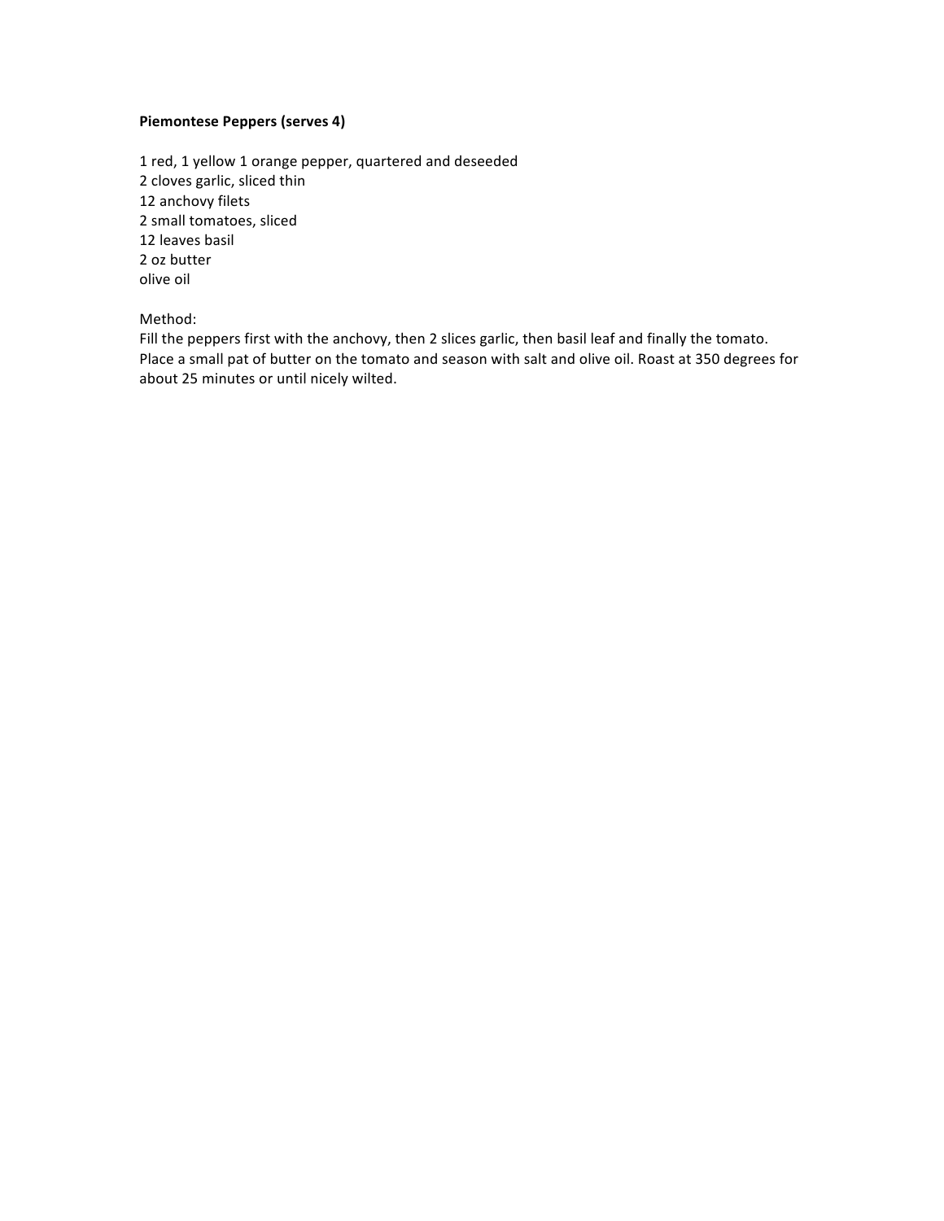**Piemontese Peppers (serves 4)**

1 red, 1 yellow 1 orange pepper, quartered and deseeded
2 cloves garlic, sliced thin
12 anchovy filets
2 small tomatoes, sliced
12 leaves basil
2 oz butter
olive oil

Method:
Fill the peppers first with the anchovy, then 2 slices garlic, then basil leaf and finally the tomato. Place a small pat of butter on the tomato and season with salt and olive oil. Roast at 350 degrees for about 25 minutes or until nicely wilted.